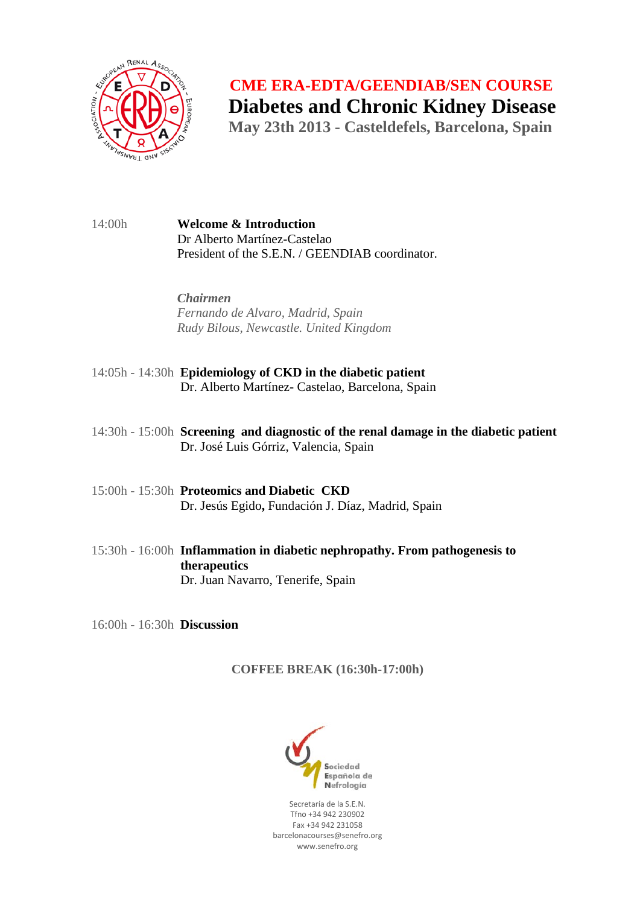# CME ERA-EDTA/GEENDIAB/SEN COURSE

## Diabetes and Chronic Kidney Disease

**May 23th 2013 - Casteldefels, Barcelona, Spain**

14:00h **Welcome & Introduction**
Dr Alberto Martínez-Castelao
President of the S.E.N. / GEENDIAB coordinator.

***Chairmen***
*Fernando de Alvaro, Madrid, Spain*
*Rudy Bilous, Newcastle. United Kingdom*

14:05h - 14:30h **Epidemiology of CKD in the diabetic patient**
Dr. Alberto Martínez- Castelao, Barcelona, Spain

14:30h - 15:00h **Screening and diagnostic of the renal damage in the diabetic patient**
Dr. José Luis Górriz, Valencia, Spain

15:00h - 15:30h **Proteomics and Diabetic CKD**
Dr. Jesús Egido**,** Fundación J. Díaz, Madrid, Spain

15:30h - 16:00h **Inflammation in diabetic nephropathy. From pathogenesis to therapeutics**
Dr. Juan Navarro, Tenerife, Spain

16:00h - 16:30h **Discussion**

**COFFEE BREAK (16:30h-17:00h)**

Sociedad Española de Nefrología

Secretaría de la S.E.N.
Tfno +34 942 230902
Fax +34 942 231058
barcelonacourses@senefro.org
www.senefro.org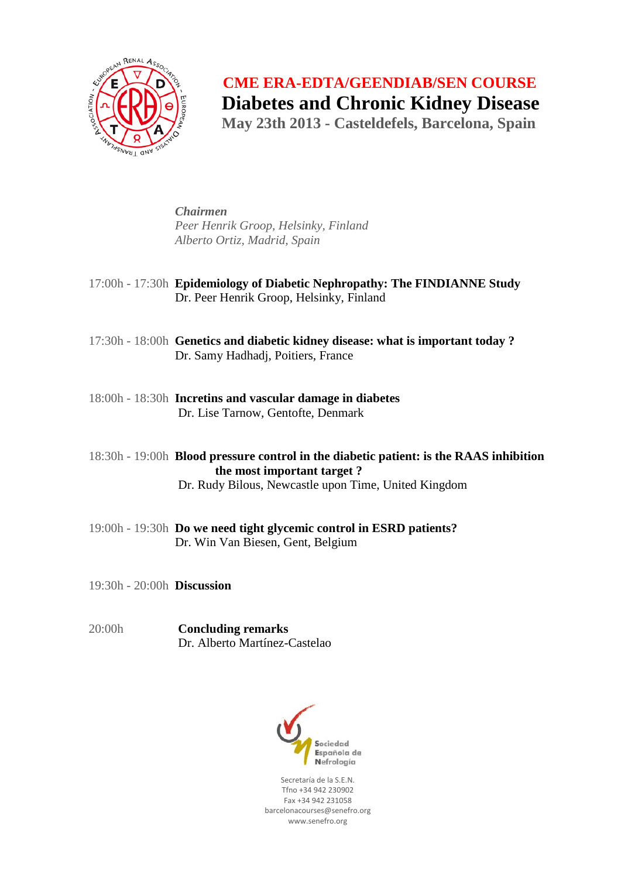# CME ERA-EDTA/GEENDIAB/SEN COURSE

## Diabetes and Chronic Kidney Disease

### May 23th 2013 - Casteldefels, Barcelona, Spain

*Chairmen*
*Peer Henrik Groop, Helsinky, Finland*
*Alberto Ortiz, Madrid, Spain*

17:00h - 17:30h **Epidemiology of Diabetic Nephropathy: The FINDIANNE Study**
Dr. Peer Henrik Groop, Helsinky, Finland

17:30h - 18:00h **Genetics and diabetic kidney disease: what is important today ?**
Dr. Samy Hadhadj, Poitiers, France

18:00h - 18:30h **Incretins and vascular damage in diabetes**
Dr. Lise Tarnow, Gentofte, Denmark

18:30h - 19:00h **Blood pressure control in the diabetic patient: is the RAAS inhibition the most important target ?**
Dr. Rudy Bilous, Newcastle upon Time, United Kingdom

19:00h - 19:30h **Do we need tight glycemic control in ESRD patients?**
Dr. Win Van Biesen, Gent, Belgium

19:30h - 20:00h **Discussion**

20:00h **Concluding remarks**
Dr. Alberto Martínez-Castelao

Sociedad Española de Nefrología

Secretaría de la S.E.N.
Tfno +34 942 230902
Fax +34 942 231058
barcelonacourses@senefro.org
www.senefro.org